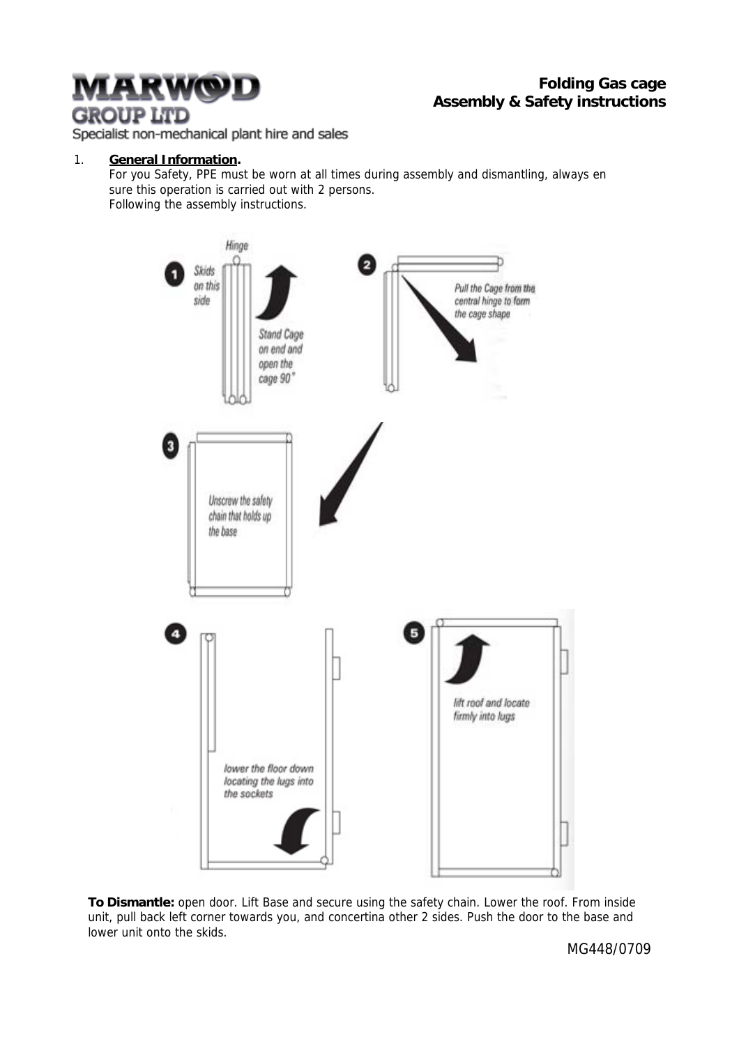**MARWOOD GROUP LTD**
Specialist non-mechanical plant hire and sales

# Folding Gas cage
## Assembly & Safety instructions

1. **General Information.**
   For you Safety, PPE must be worn at all times during assembly and dismantling, always en sure this operation is carried out with 2 persons.
   Following the assembly instructions.

1. Hinge. Skids on this side. Stand Cage on end and open the cage 90°
2. Pull the Cage from the central hinge to form the cage shape
3. Unscrew the safety chain that holds up the base
4. lower the floor down locating the lugs into the sockets
5. lift roof and locate firmly into lugs

**To Dismantle:** open door. Lift Base and secure using the safety chain. Lower the roof. From inside unit, pull back left corner towards you, and concertina other 2 sides. Push the door to the base and lower unit onto the skids.

MG448/0709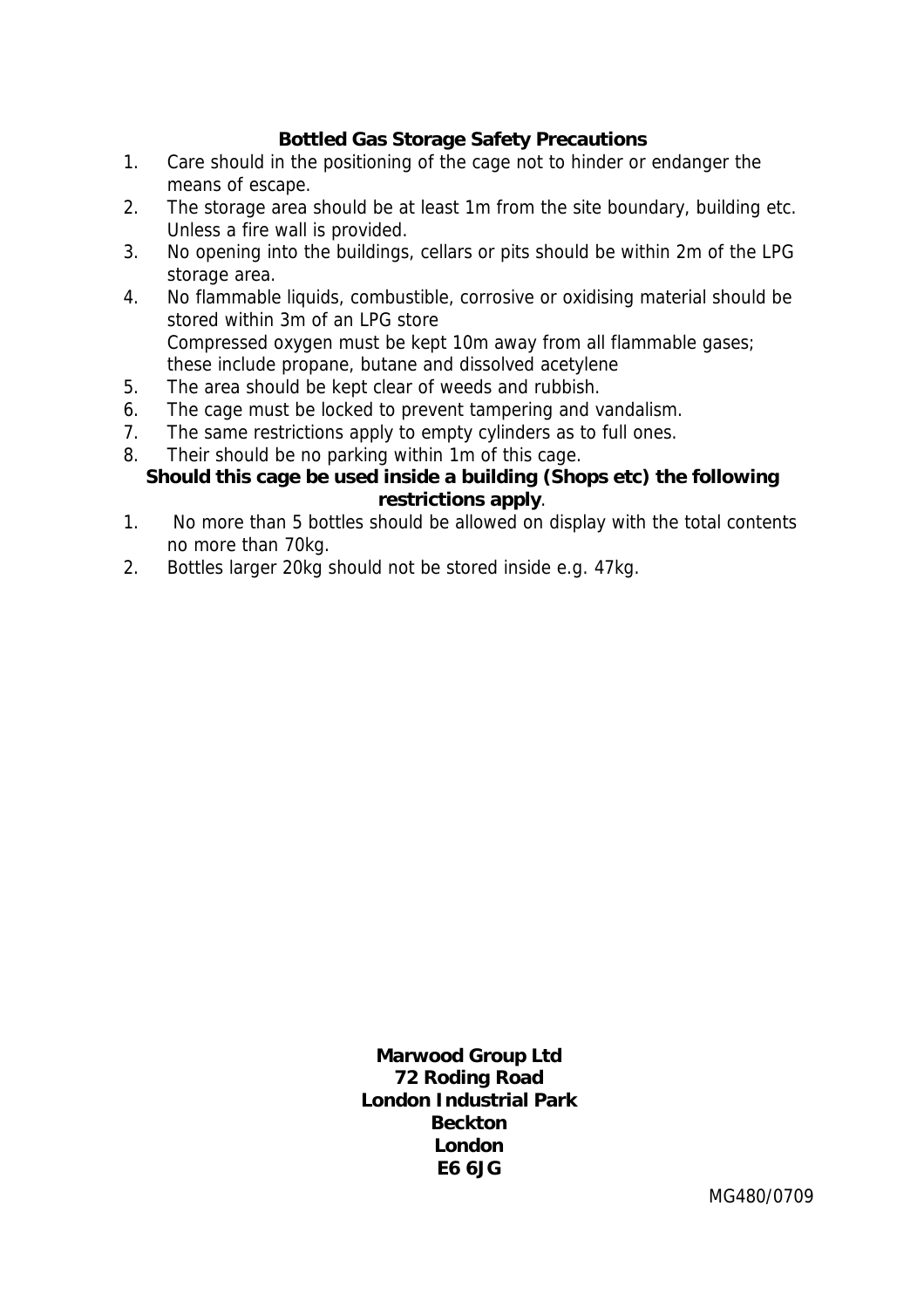## Bottled Gas Storage Safety Precautions

1. Care should in the positioning of the cage not to hinder or endanger the means of escape.
2. The storage area should be at least 1m from the site boundary, building etc. Unless a fire wall is provided.
3. No opening into the buildings, cellars or pits should be within 2m of the LPG storage area.
4. No flammable liquids, combustible, corrosive or oxidising material should be stored within 3m of an LPG store
   Compressed oxygen must be kept 10m away from all flammable gases; these include propane, butane and dissolved acetylene
5. The area should be kept clear of weeds and rubbish.
6. The cage must be locked to prevent tampering and vandalism.
7. The same restrictions apply to empty cylinders as to full ones.
8. Their should be no parking within 1m of this cage.

**Should this cage be used inside a building (Shops etc) the following restrictions apply**.

1. No more than 5 bottles should be allowed on display with the total contents no more than 70kg.
2. Bottles larger 20kg should not be stored inside e.g. 47kg.

**Marwood Group Ltd**
**72 Roding Road**
**London Industrial Park**
**Beckton**
**London**
**E6 6JG**

MG480/0709